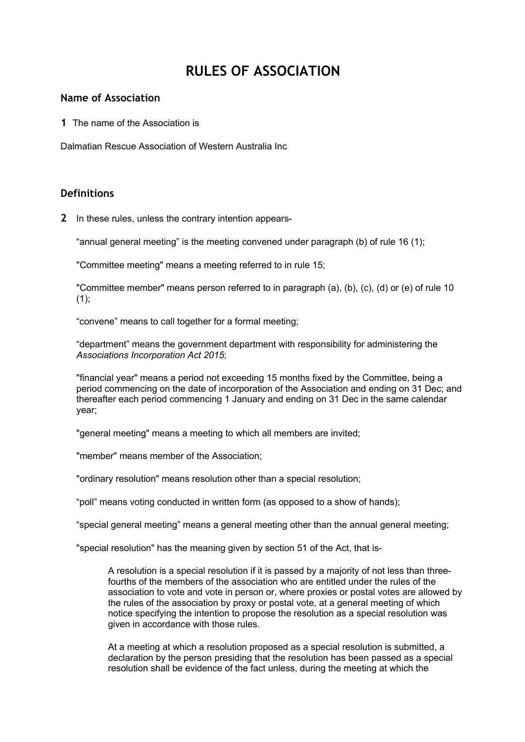# RULES OF ASSOCIATION

## Name of Association

**1** The name of the Association is

Dalmatian Rescue Association of Western Australia Inc

## Definitions

**2** In these rules, unless the contrary intention appears-

"annual general meeting" is the meeting convened under paragraph (b) of rule 16 (1);

"Committee meeting" means a meeting referred to in rule 15;

"Committee member" means person referred to in paragraph (a), (b), (c), (d) or (e) of rule 10 (1);

"convene" means to call together for a formal meeting;

"department" means the government department with responsibility for administering the *Associations Incorporation Act 2015*;

"financial year" means a period not exceeding 15 months fixed by the Committee, being a period commencing on the date of incorporation of the Association and ending on 31 Dec; and thereafter each period commencing 1 January and ending on 31 Dec in the same calendar year;

"general meeting" means a meeting to which all members are invited;

"member" means member of the Association;

"ordinary resolution" means resolution other than a special resolution;

"poll" means voting conducted in written form (as opposed to a show of hands);

"special general meeting" means a general meeting other than the annual general meeting;

"special resolution" has the meaning given by section 51 of the Act, that is-

> A resolution is a special resolution if it is passed by a majority of not less than three-fourths of the members of the association who are entitled under the rules of the association to vote and vote in person or, where proxies or postal votes are allowed by the rules of the association by proxy or postal vote, at a general meeting of which notice specifying the intention to propose the resolution as a special resolution was given in accordance with those rules.
>
> At a meeting at which a resolution proposed as a special resolution is submitted, a declaration by the person presiding that the resolution has been passed as a special resolution shall be evidence of the fact unless, during the meeting at which the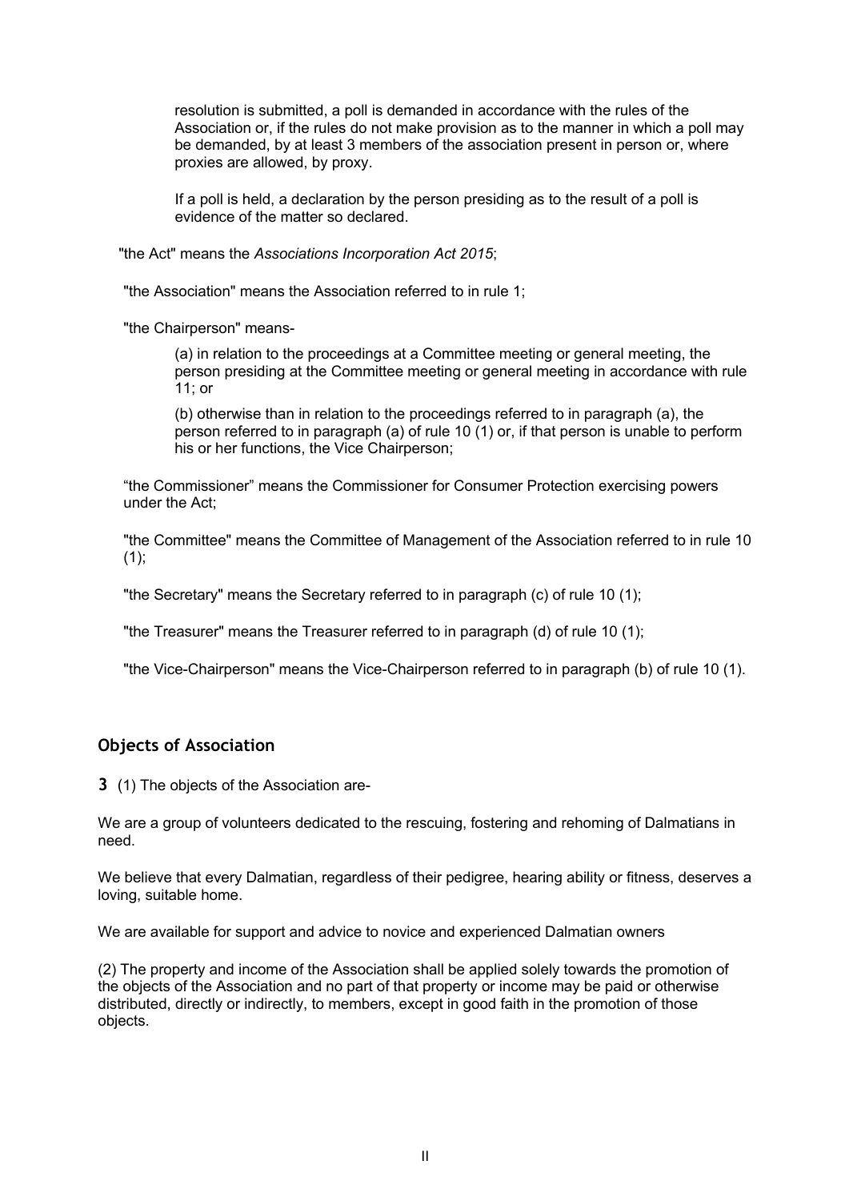resolution is submitted, a poll is demanded in accordance with the rules of the Association or, if the rules do not make provision as to the manner in which a poll may be demanded, by at least 3 members of the association present in person or, where proxies are allowed, by proxy.

If a poll is held, a declaration by the person presiding as to the result of a poll is evidence of the matter so declared.

"the Act" means the *Associations Incorporation Act 2015*;

"the Association" means the Association referred to in rule 1;

"the Chairperson" means-

(a) in relation to the proceedings at a Committee meeting or general meeting, the person presiding at the Committee meeting or general meeting in accordance with rule 11; or

(b) otherwise than in relation to the proceedings referred to in paragraph (a), the person referred to in paragraph (a) of rule 10 (1) or, if that person is unable to perform his or her functions, the Vice Chairperson;

"the Commissioner" means the Commissioner for Consumer Protection exercising powers under the Act;

"the Committee" means the Committee of Management of the Association referred to in rule 10 (1);

"the Secretary" means the Secretary referred to in paragraph (c) of rule 10 (1);

"the Treasurer" means the Treasurer referred to in paragraph (d) of rule 10 (1);

"the Vice-Chairperson" means the Vice-Chairperson referred to in paragraph (b) of rule 10 (1).

## Objects of Association

**3** (1) The objects of the Association are-

We are a group of volunteers dedicated to the rescuing, fostering and rehoming of Dalmatians in need.

We believe that every Dalmatian, regardless of their pedigree, hearing ability or fitness, deserves a loving, suitable home.

We are available for support and advice to novice and experienced Dalmatian owners

(2) The property and income of the Association shall be applied solely towards the promotion of the objects of the Association and no part of that property or income may be paid or otherwise distributed, directly or indirectly, to members, except in good faith in the promotion of those objects.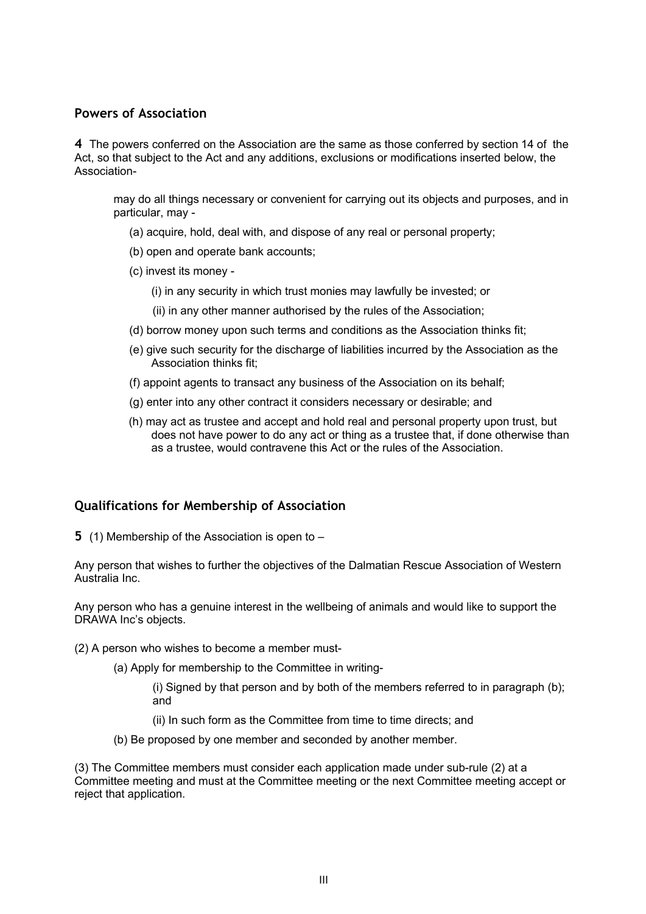## Powers of Association

**4** The powers conferred on the Association are the same as those conferred by section 14 of the Act, so that subject to the Act and any additions, exclusions or modifications inserted below, the Association-

may do all things necessary or convenient for carrying out its objects and purposes, and in particular, may -

(a) acquire, hold, deal with, and dispose of any real or personal property;

(b) open and operate bank accounts;

(c) invest its money -

(i) in any security in which trust monies may lawfully be invested; or

(ii) in any other manner authorised by the rules of the Association;

(d) borrow money upon such terms and conditions as the Association thinks fit;

(e) give such security for the discharge of liabilities incurred by the Association as the Association thinks fit;

(f) appoint agents to transact any business of the Association on its behalf;

(g) enter into any other contract it considers necessary or desirable; and

(h) may act as trustee and accept and hold real and personal property upon trust, but does not have power to do any act or thing as a trustee that, if done otherwise than as a trustee, would contravene this Act or the rules of the Association.

## Qualifications for Membership of Association

**5** (1) Membership of the Association is open to –

Any person that wishes to further the objectives of the Dalmatian Rescue Association of Western Australia Inc.

Any person who has a genuine interest in the wellbeing of animals and would like to support the DRAWA Inc's objects.

(2) A person who wishes to become a member must-

(a) Apply for membership to the Committee in writing-

(i) Signed by that person and by both of the members referred to in paragraph (b); and

(ii) In such form as the Committee from time to time directs; and

(b) Be proposed by one member and seconded by another member.

(3) The Committee members must consider each application made under sub-rule (2) at a Committee meeting and must at the Committee meeting or the next Committee meeting accept or reject that application.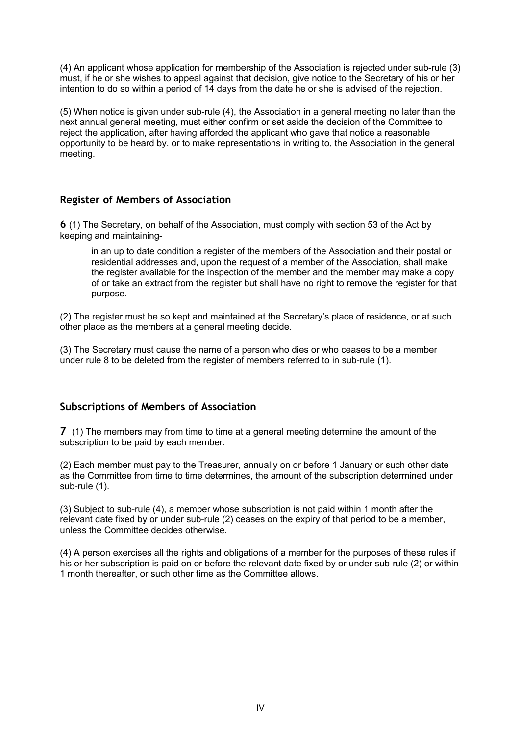(4) An applicant whose application for membership of the Association is rejected under sub-rule (3) must, if he or she wishes to appeal against that decision, give notice to the Secretary of his or her intention to do so within a period of 14 days from the date he or she is advised of the rejection.

(5) When notice is given under sub-rule (4), the Association in a general meeting no later than the next annual general meeting, must either confirm or set aside the decision of the Committee to reject the application, after having afforded the applicant who gave that notice a reasonable opportunity to be heard by, or to make representations in writing to, the Association in the general meeting.

## Register of Members of Association

**6** (1) The Secretary, on behalf of the Association, must comply with section 53 of the Act by keeping and maintaining-

> in an up to date condition a register of the members of the Association and their postal or residential addresses and, upon the request of a member of the Association, shall make the register available for the inspection of the member and the member may make a copy of or take an extract from the register but shall have no right to remove the register for that purpose.

(2) The register must be so kept and maintained at the Secretary's place of residence, or at such other place as the members at a general meeting decide.

(3) The Secretary must cause the name of a person who dies or who ceases to be a member under rule 8 to be deleted from the register of members referred to in sub-rule (1).

## Subscriptions of Members of Association

**7** (1) The members may from time to time at a general meeting determine the amount of the subscription to be paid by each member.

(2) Each member must pay to the Treasurer, annually on or before 1 January or such other date as the Committee from time to time determines, the amount of the subscription determined under sub-rule (1).

(3) Subject to sub-rule (4), a member whose subscription is not paid within 1 month after the relevant date fixed by or under sub-rule (2) ceases on the expiry of that period to be a member, unless the Committee decides otherwise.

(4) A person exercises all the rights and obligations of a member for the purposes of these rules if his or her subscription is paid on or before the relevant date fixed by or under sub-rule (2) or within 1 month thereafter, or such other time as the Committee allows.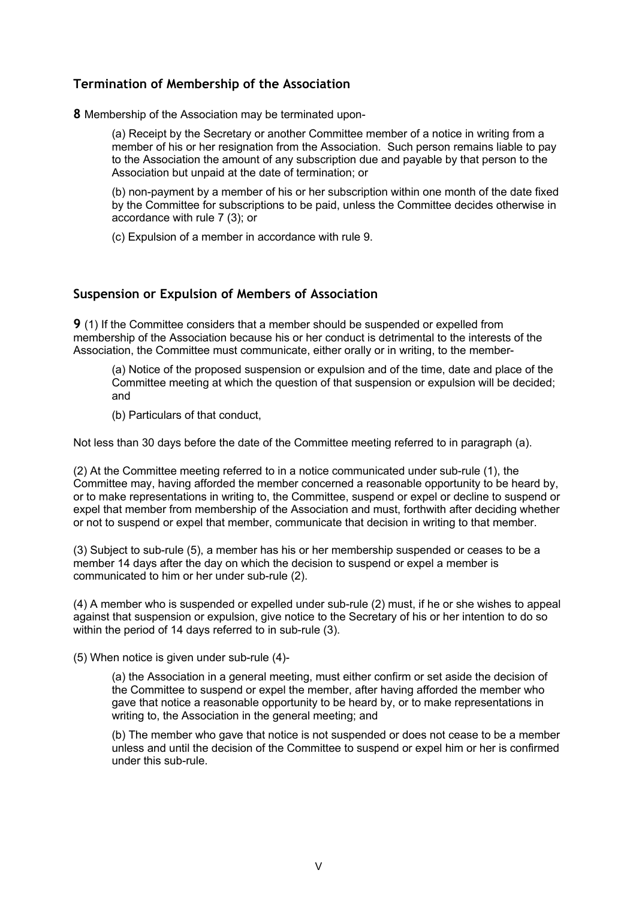## Termination of Membership of the Association

**8** Membership of the Association may be terminated upon-

(a) Receipt by the Secretary or another Committee member of a notice in writing from a member of his or her resignation from the Association. Such person remains liable to pay to the Association the amount of any subscription due and payable by that person to the Association but unpaid at the date of termination; or

(b) non-payment by a member of his or her subscription within one month of the date fixed by the Committee for subscriptions to be paid, unless the Committee decides otherwise in accordance with rule 7 (3); or

(c) Expulsion of a member in accordance with rule 9.

## Suspension or Expulsion of Members of Association

**9** (1) If the Committee considers that a member should be suspended or expelled from membership of the Association because his or her conduct is detrimental to the interests of the Association, the Committee must communicate, either orally or in writing, to the member-

(a) Notice of the proposed suspension or expulsion and of the time, date and place of the Committee meeting at which the question of that suspension or expulsion will be decided; and

(b) Particulars of that conduct,

Not less than 30 days before the date of the Committee meeting referred to in paragraph (a).

(2) At the Committee meeting referred to in a notice communicated under sub-rule (1), the Committee may, having afforded the member concerned a reasonable opportunity to be heard by, or to make representations in writing to, the Committee, suspend or expel or decline to suspend or expel that member from membership of the Association and must, forthwith after deciding whether or not to suspend or expel that member, communicate that decision in writing to that member.

(3) Subject to sub-rule (5), a member has his or her membership suspended or ceases to be a member 14 days after the day on which the decision to suspend or expel a member is communicated to him or her under sub-rule (2).

(4) A member who is suspended or expelled under sub-rule (2) must, if he or she wishes to appeal against that suspension or expulsion, give notice to the Secretary of his or her intention to do so within the period of 14 days referred to in sub-rule (3).

(5) When notice is given under sub-rule (4)-

(a) the Association in a general meeting, must either confirm or set aside the decision of the Committee to suspend or expel the member, after having afforded the member who gave that notice a reasonable opportunity to be heard by, or to make representations in writing to, the Association in the general meeting; and

(b) The member who gave that notice is not suspended or does not cease to be a member unless and until the decision of the Committee to suspend or expel him or her is confirmed under this sub-rule.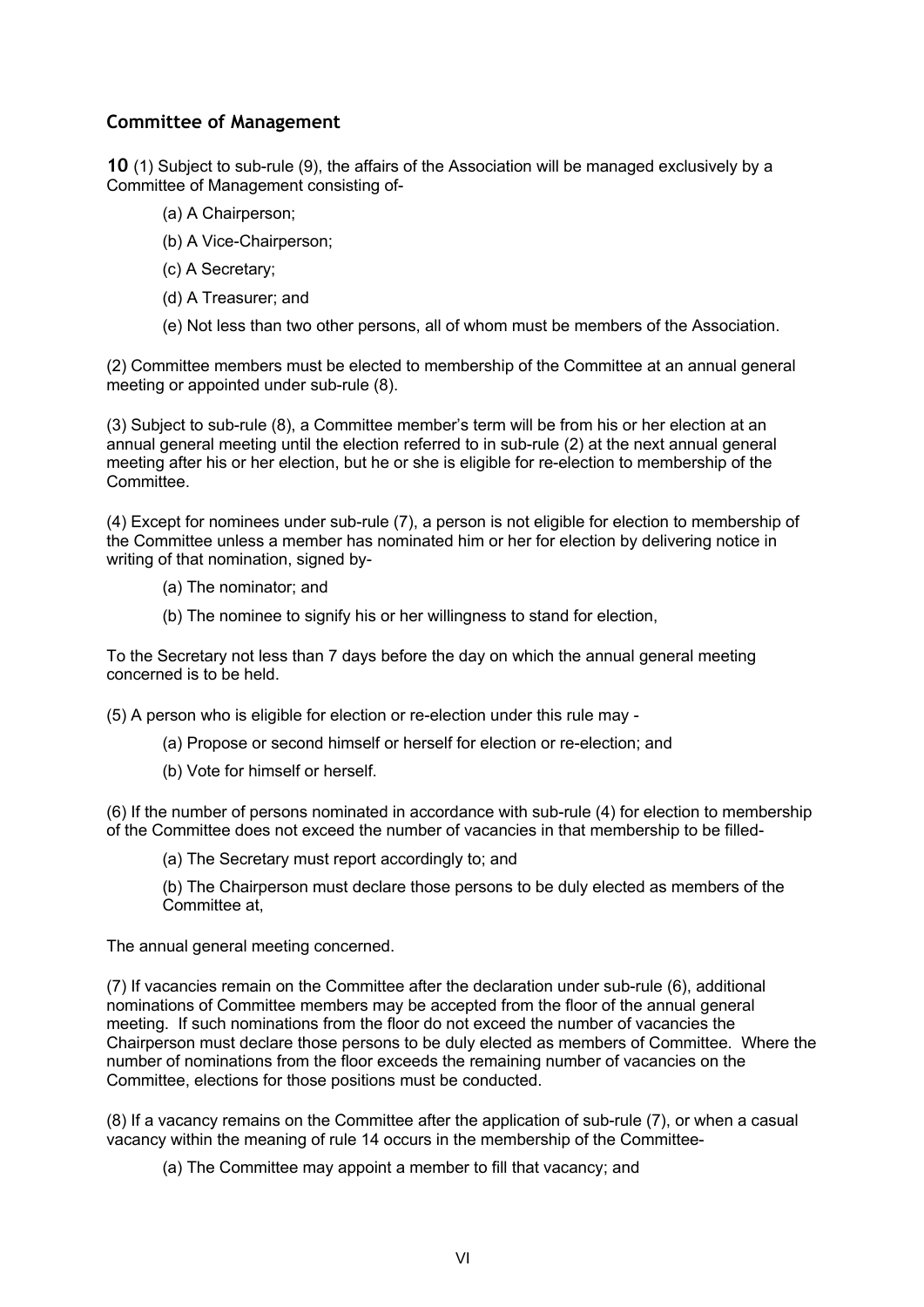## Committee of Management

**10** (1) Subject to sub-rule (9), the affairs of the Association will be managed exclusively by a Committee of Management consisting of-

(a) A Chairperson;

(b) A Vice-Chairperson;

(c) A Secretary;

(d) A Treasurer; and

(e) Not less than two other persons, all of whom must be members of the Association.

(2) Committee members must be elected to membership of the Committee at an annual general meeting or appointed under sub-rule (8).

(3) Subject to sub-rule (8), a Committee member's term will be from his or her election at an annual general meeting until the election referred to in sub-rule (2) at the next annual general meeting after his or her election, but he or she is eligible for re-election to membership of the Committee.

(4) Except for nominees under sub-rule (7), a person is not eligible for election to membership of the Committee unless a member has nominated him or her for election by delivering notice in writing of that nomination, signed by-

(a) The nominator; and

(b) The nominee to signify his or her willingness to stand for election,

To the Secretary not less than 7 days before the day on which the annual general meeting concerned is to be held.

(5) A person who is eligible for election or re-election under this rule may -

(a) Propose or second himself or herself for election or re-election; and

(b) Vote for himself or herself.

(6) If the number of persons nominated in accordance with sub-rule (4) for election to membership of the Committee does not exceed the number of vacancies in that membership to be filled-

(a) The Secretary must report accordingly to; and

(b) The Chairperson must declare those persons to be duly elected as members of the Committee at,

The annual general meeting concerned.

(7) If vacancies remain on the Committee after the declaration under sub-rule (6), additional nominations of Committee members may be accepted from the floor of the annual general meeting. If such nominations from the floor do not exceed the number of vacancies the Chairperson must declare those persons to be duly elected as members of Committee. Where the number of nominations from the floor exceeds the remaining number of vacancies on the Committee, elections for those positions must be conducted.

(8) If a vacancy remains on the Committee after the application of sub-rule (7), or when a casual vacancy within the meaning of rule 14 occurs in the membership of the Committee-

(a) The Committee may appoint a member to fill that vacancy; and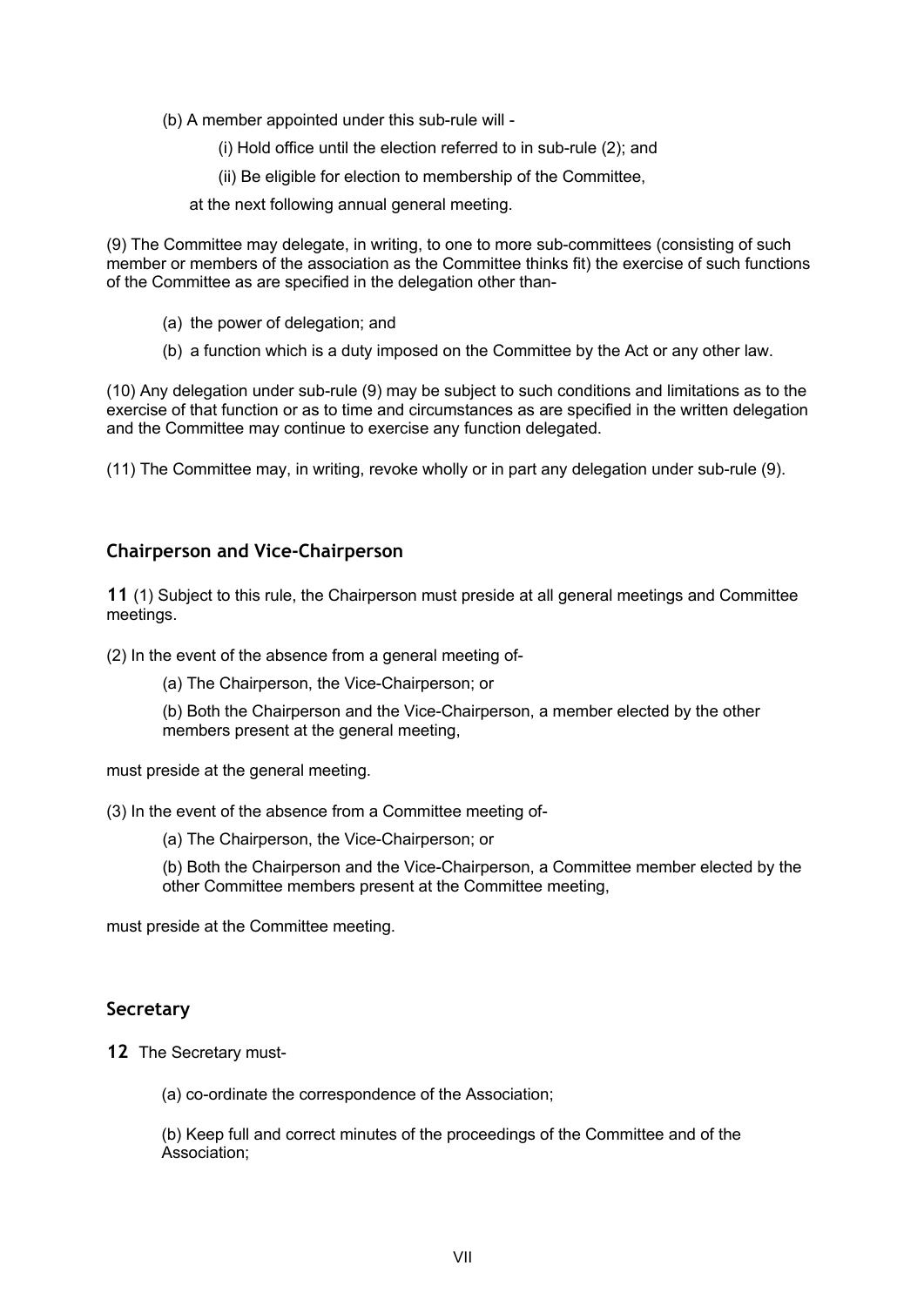(b) A member appointed under this sub-rule will -

(i) Hold office until the election referred to in sub-rule (2); and

(ii) Be eligible for election to membership of the Committee,

at the next following annual general meeting.

(9) The Committee may delegate, in writing, to one to more sub-committees (consisting of such member or members of the association as the Committee thinks fit) the exercise of such functions of the Committee as are specified in the delegation other than-

(a) the power of delegation; and

(b) a function which is a duty imposed on the Committee by the Act or any other law.

(10) Any delegation under sub-rule (9) may be subject to such conditions and limitations as to the exercise of that function or as to time and circumstances as are specified in the written delegation and the Committee may continue to exercise any function delegated.

(11) The Committee may, in writing, revoke wholly or in part any delegation under sub-rule (9).

## Chairperson and Vice-Chairperson

**11** (1) Subject to this rule, the Chairperson must preside at all general meetings and Committee meetings.

(2) In the event of the absence from a general meeting of-

(a) The Chairperson, the Vice-Chairperson; or

(b) Both the Chairperson and the Vice-Chairperson, a member elected by the other members present at the general meeting,

must preside at the general meeting.

(3) In the event of the absence from a Committee meeting of-

(a) The Chairperson, the Vice-Chairperson; or

(b) Both the Chairperson and the Vice-Chairperson, a Committee member elected by the other Committee members present at the Committee meeting,

must preside at the Committee meeting.

## Secretary

**12** The Secretary must-

(a) co-ordinate the correspondence of the Association;

(b) Keep full and correct minutes of the proceedings of the Committee and of the Association;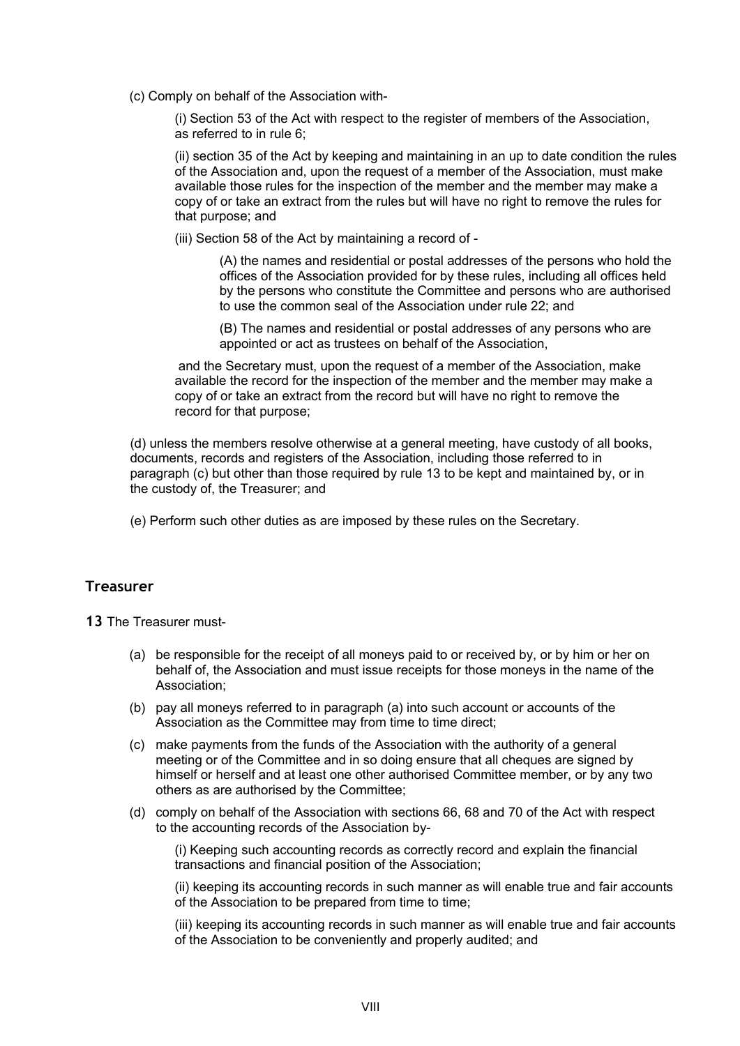(c) Comply on behalf of the Association with-

(i) Section 53 of the Act with respect to the register of members of the Association, as referred to in rule 6;

(ii) section 35 of the Act by keeping and maintaining in an up to date condition the rules of the Association and, upon the request of a member of the Association, must make available those rules for the inspection of the member and the member may make a copy of or take an extract from the rules but will have no right to remove the rules for that purpose; and

(iii) Section 58 of the Act by maintaining a record of -

(A) the names and residential or postal addresses of the persons who hold the offices of the Association provided for by these rules, including all offices held by the persons who constitute the Committee and persons who are authorised to use the common seal of the Association under rule 22; and

(B) The names and residential or postal addresses of any persons who are appointed or act as trustees on behalf of the Association,

and the Secretary must, upon the request of a member of the Association, make available the record for the inspection of the member and the member may make a copy of or take an extract from the record but will have no right to remove the record for that purpose;

(d) unless the members resolve otherwise at a general meeting, have custody of all books, documents, records and registers of the Association, including those referred to in paragraph (c) but other than those required by rule 13 to be kept and maintained by, or in the custody of, the Treasurer; and

(e) Perform such other duties as are imposed by these rules on the Secretary.

## Treasurer

**13** The Treasurer must-

(a) be responsible for the receipt of all moneys paid to or received by, or by him or her on behalf of, the Association and must issue receipts for those moneys in the name of the Association;

(b) pay all moneys referred to in paragraph (a) into such account or accounts of the Association as the Committee may from time to time direct;

(c) make payments from the funds of the Association with the authority of a general meeting or of the Committee and in so doing ensure that all cheques are signed by himself or herself and at least one other authorised Committee member, or by any two others as are authorised by the Committee;

(d) comply on behalf of the Association with sections 66, 68 and 70 of the Act with respect to the accounting records of the Association by-

(i) Keeping such accounting records as correctly record and explain the financial transactions and financial position of the Association;

(ii) keeping its accounting records in such manner as will enable true and fair accounts of the Association to be prepared from time to time;

(iii) keeping its accounting records in such manner as will enable true and fair accounts of the Association to be conveniently and properly audited; and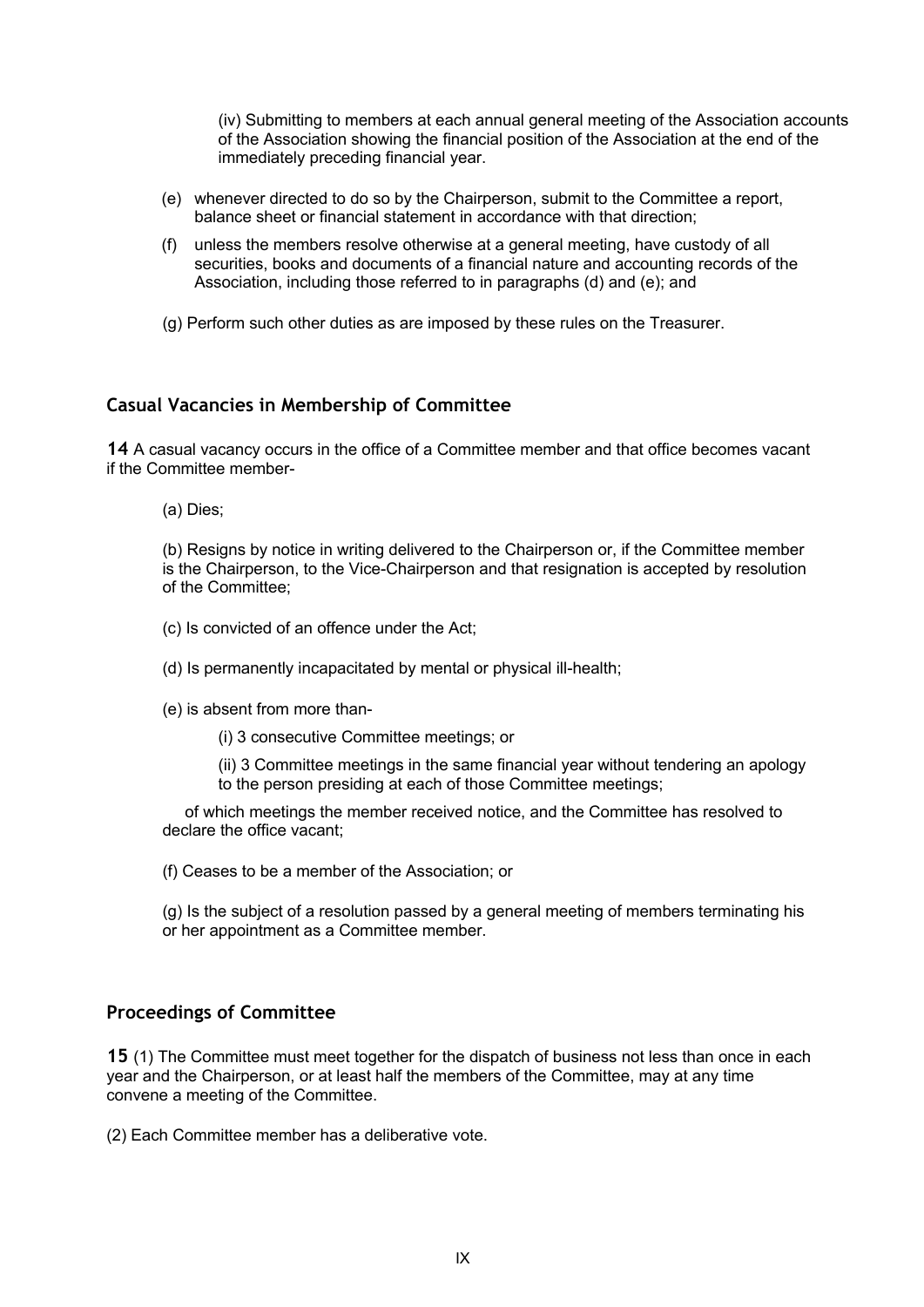(iv) Submitting to members at each annual general meeting of the Association accounts of the Association showing the financial position of the Association at the end of the immediately preceding financial year.

(e) whenever directed to do so by the Chairperson, submit to the Committee a report, balance sheet or financial statement in accordance with that direction;

(f) unless the members resolve otherwise at a general meeting, have custody of all securities, books and documents of a financial nature and accounting records of the Association, including those referred to in paragraphs (d) and (e); and

(g) Perform such other duties as are imposed by these rules on the Treasurer.

## Casual Vacancies in Membership of Committee

**14** A casual vacancy occurs in the office of a Committee member and that office becomes vacant if the Committee member-

(a) Dies;

(b) Resigns by notice in writing delivered to the Chairperson or, if the Committee member is the Chairperson, to the Vice-Chairperson and that resignation is accepted by resolution of the Committee;

(c) Is convicted of an offence under the Act;

(d) Is permanently incapacitated by mental or physical ill-health;

(e) is absent from more than-

(i) 3 consecutive Committee meetings; or

(ii) 3 Committee meetings in the same financial year without tendering an apology to the person presiding at each of those Committee meetings;

of which meetings the member received notice, and the Committee has resolved to declare the office vacant;

(f) Ceases to be a member of the Association; or

(g) Is the subject of a resolution passed by a general meeting of members terminating his or her appointment as a Committee member.

## Proceedings of Committee

**15** (1) The Committee must meet together for the dispatch of business not less than once in each year and the Chairperson, or at least half the members of the Committee, may at any time convene a meeting of the Committee.

(2) Each Committee member has a deliberative vote.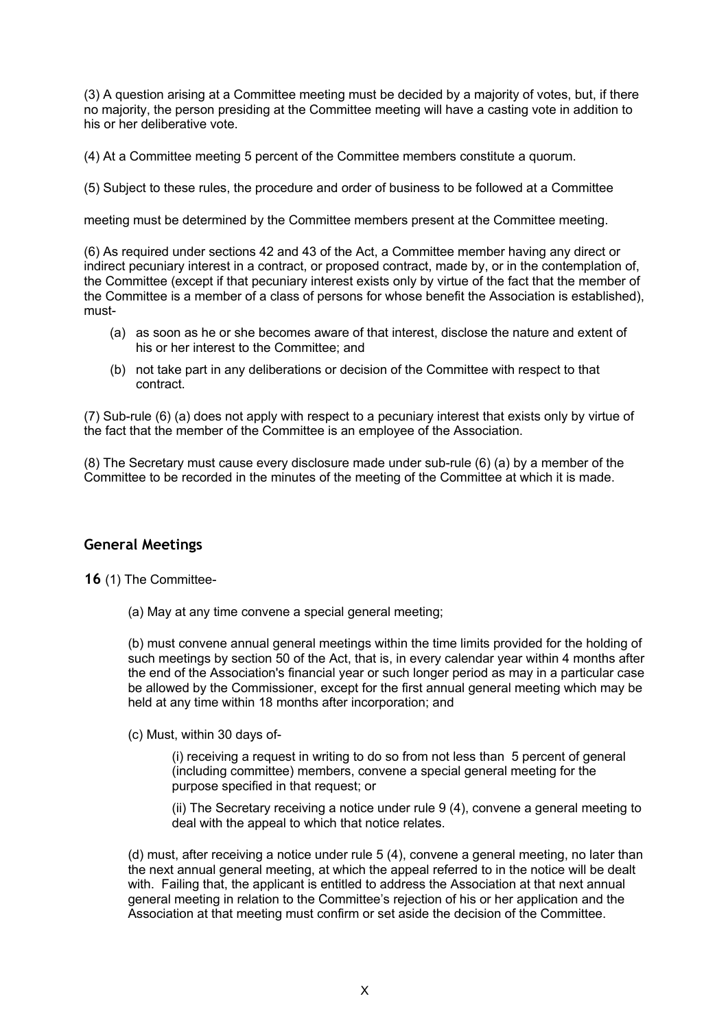(3) A question arising at a Committee meeting must be decided by a majority of votes, but, if there no majority, the person presiding at the Committee meeting will have a casting vote in addition to his or her deliberative vote.

(4) At a Committee meeting 5 percent of the Committee members constitute a quorum.

(5) Subject to these rules, the procedure and order of business to be followed at a Committee

meeting must be determined by the Committee members present at the Committee meeting.

(6) As required under sections 42 and 43 of the Act, a Committee member having any direct or indirect pecuniary interest in a contract, or proposed contract, made by, or in the contemplation of, the Committee (except if that pecuniary interest exists only by virtue of the fact that the member of the Committee is a member of a class of persons for whose benefit the Association is established), must-

- (a) as soon as he or she becomes aware of that interest, disclose the nature and extent of his or her interest to the Committee; and
- (b) not take part in any deliberations or decision of the Committee with respect to that contract.

(7) Sub-rule (6) (a) does not apply with respect to a pecuniary interest that exists only by virtue of the fact that the member of the Committee is an employee of the Association.

(8) The Secretary must cause every disclosure made under sub-rule (6) (a) by a member of the Committee to be recorded in the minutes of the meeting of the Committee at which it is made.

## General Meetings

**16** (1) The Committee-

(a) May at any time convene a special general meeting;

(b) must convene annual general meetings within the time limits provided for the holding of such meetings by section 50 of the Act, that is, in every calendar year within 4 months after the end of the Association's financial year or such longer period as may in a particular case be allowed by the Commissioner, except for the first annual general meeting which may be held at any time within 18 months after incorporation; and

(c) Must, within 30 days of-

(i) receiving a request in writing to do so from not less than 5 percent of general (including committee) members, convene a special general meeting for the purpose specified in that request; or

(ii) The Secretary receiving a notice under rule 9 (4), convene a general meeting to deal with the appeal to which that notice relates.

(d) must, after receiving a notice under rule 5 (4), convene a general meeting, no later than the next annual general meeting, at which the appeal referred to in the notice will be dealt with. Failing that, the applicant is entitled to address the Association at that next annual general meeting in relation to the Committee's rejection of his or her application and the Association at that meeting must confirm or set aside the decision of the Committee.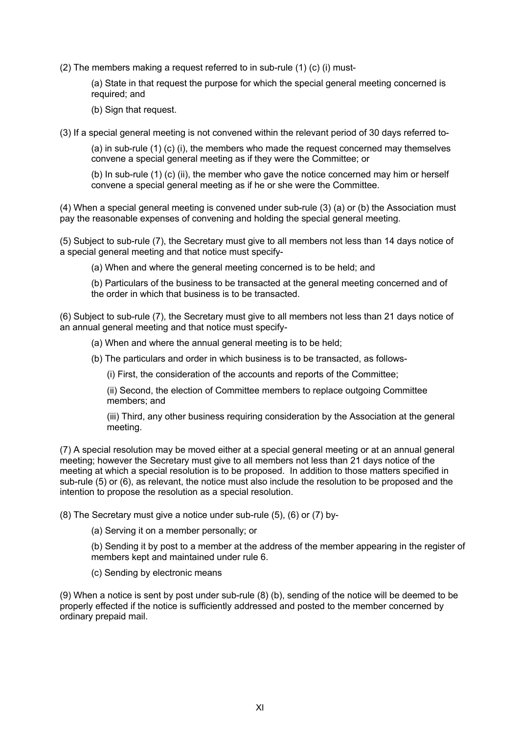(2) The members making a request referred to in sub-rule (1) (c) (i) must-

(a) State in that request the purpose for which the special general meeting concerned is required; and

(b) Sign that request.

(3) If a special general meeting is not convened within the relevant period of 30 days referred to-

(a) in sub-rule (1) (c) (i), the members who made the request concerned may themselves convene a special general meeting as if they were the Committee; or

(b) In sub-rule (1) (c) (ii), the member who gave the notice concerned may him or herself convene a special general meeting as if he or she were the Committee.

(4) When a special general meeting is convened under sub-rule (3) (a) or (b) the Association must pay the reasonable expenses of convening and holding the special general meeting.

(5) Subject to sub-rule (7), the Secretary must give to all members not less than 14 days notice of a special general meeting and that notice must specify-

(a) When and where the general meeting concerned is to be held; and

(b) Particulars of the business to be transacted at the general meeting concerned and of the order in which that business is to be transacted.

(6) Subject to sub-rule (7), the Secretary must give to all members not less than 21 days notice of an annual general meeting and that notice must specify-

(a) When and where the annual general meeting is to be held;

(b) The particulars and order in which business is to be transacted, as follows-

(i) First, the consideration of the accounts and reports of the Committee;

(ii) Second, the election of Committee members to replace outgoing Committee members; and

(iii) Third, any other business requiring consideration by the Association at the general meeting.

(7) A special resolution may be moved either at a special general meeting or at an annual general meeting; however the Secretary must give to all members not less than 21 days notice of the meeting at which a special resolution is to be proposed. In addition to those matters specified in sub-rule (5) or (6), as relevant, the notice must also include the resolution to be proposed and the intention to propose the resolution as a special resolution.

(8) The Secretary must give a notice under sub-rule (5), (6) or (7) by-

(a) Serving it on a member personally; or

(b) Sending it by post to a member at the address of the member appearing in the register of members kept and maintained under rule 6.

(c) Sending by electronic means

(9) When a notice is sent by post under sub-rule (8) (b), sending of the notice will be deemed to be properly effected if the notice is sufficiently addressed and posted to the member concerned by ordinary prepaid mail.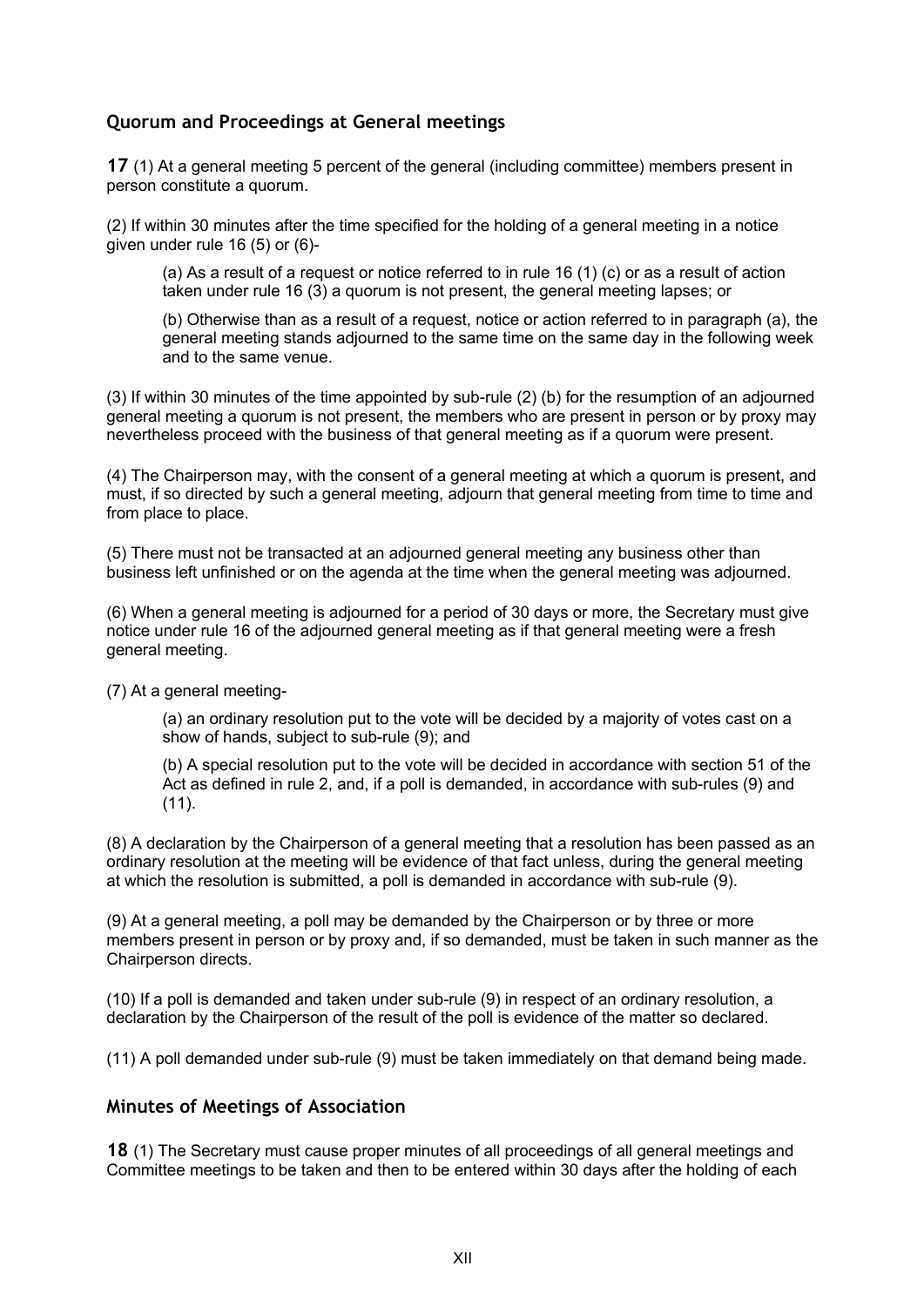## Quorum and Proceedings at General meetings

**17** (1) At a general meeting 5 percent of the general (including committee) members present in person constitute a quorum.

(2) If within 30 minutes after the time specified for the holding of a general meeting in a notice given under rule 16 (5) or (6)-

> (a) As a result of a request or notice referred to in rule 16 (1) (c) or as a result of action taken under rule 16 (3) a quorum is not present, the general meeting lapses; or
>
> (b) Otherwise than as a result of a request, notice or action referred to in paragraph (a), the general meeting stands adjourned to the same time on the same day in the following week and to the same venue.

(3) If within 30 minutes of the time appointed by sub-rule (2) (b) for the resumption of an adjourned general meeting a quorum is not present, the members who are present in person or by proxy may nevertheless proceed with the business of that general meeting as if a quorum were present.

(4) The Chairperson may, with the consent of a general meeting at which a quorum is present, and must, if so directed by such a general meeting, adjourn that general meeting from time to time and from place to place.

(5) There must not be transacted at an adjourned general meeting any business other than business left unfinished or on the agenda at the time when the general meeting was adjourned.

(6) When a general meeting is adjourned for a period of 30 days or more, the Secretary must give notice under rule 16 of the adjourned general meeting as if that general meeting were a fresh general meeting.

(7) At a general meeting-

> (a) an ordinary resolution put to the vote will be decided by a majority of votes cast on a show of hands, subject to sub-rule (9); and
>
> (b) A special resolution put to the vote will be decided in accordance with section 51 of the Act as defined in rule 2, and, if a poll is demanded, in accordance with sub-rules (9) and (11).

(8) A declaration by the Chairperson of a general meeting that a resolution has been passed as an ordinary resolution at the meeting will be evidence of that fact unless, during the general meeting at which the resolution is submitted, a poll is demanded in accordance with sub-rule (9).

(9) At a general meeting, a poll may be demanded by the Chairperson or by three or more members present in person or by proxy and, if so demanded, must be taken in such manner as the Chairperson directs.

(10) If a poll is demanded and taken under sub-rule (9) in respect of an ordinary resolution, a declaration by the Chairperson of the result of the poll is evidence of the matter so declared.

(11) A poll demanded under sub-rule (9) must be taken immediately on that demand being made.

## Minutes of Meetings of Association

**18** (1) The Secretary must cause proper minutes of all proceedings of all general meetings and Committee meetings to be taken and then to be entered within 30 days after the holding of each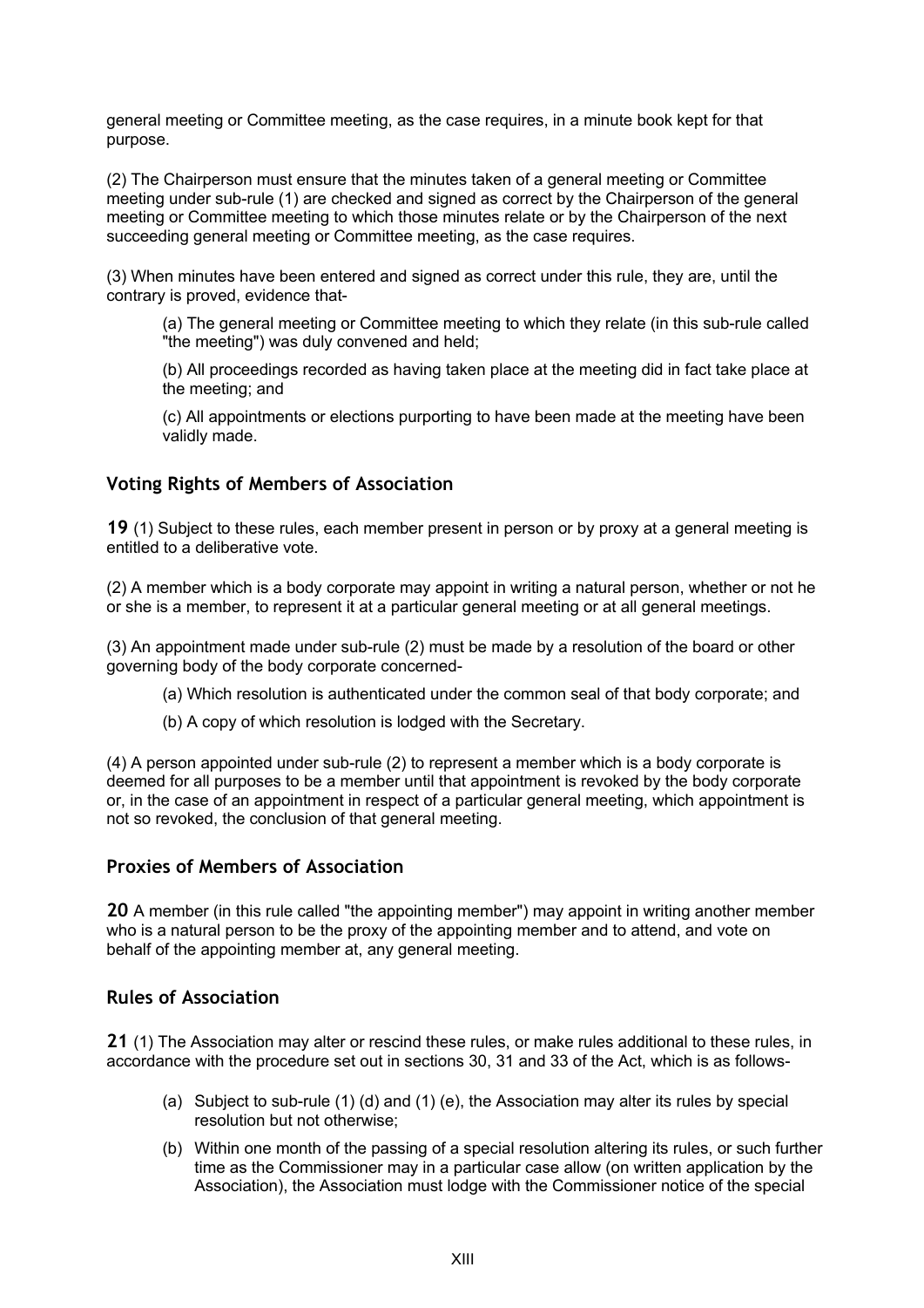general meeting or Committee meeting, as the case requires, in a minute book kept for that purpose.

(2) The Chairperson must ensure that the minutes taken of a general meeting or Committee meeting under sub-rule (1) are checked and signed as correct by the Chairperson of the general meeting or Committee meeting to which those minutes relate or by the Chairperson of the next succeeding general meeting or Committee meeting, as the case requires.

(3) When minutes have been entered and signed as correct under this rule, they are, until the contrary is proved, evidence that-

> (a) The general meeting or Committee meeting to which they relate (in this sub-rule called "the meeting") was duly convened and held;
>
> (b) All proceedings recorded as having taken place at the meeting did in fact take place at the meeting; and
>
> (c) All appointments or elections purporting to have been made at the meeting have been validly made.

## Voting Rights of Members of Association

**19** (1) Subject to these rules, each member present in person or by proxy at a general meeting is entitled to a deliberative vote.

(2) A member which is a body corporate may appoint in writing a natural person, whether or not he or she is a member, to represent it at a particular general meeting or at all general meetings.

(3) An appointment made under sub-rule (2) must be made by a resolution of the board or other governing body of the body corporate concerned-

> (a) Which resolution is authenticated under the common seal of that body corporate; and
>
> (b) A copy of which resolution is lodged with the Secretary.

(4) A person appointed under sub-rule (2) to represent a member which is a body corporate is deemed for all purposes to be a member until that appointment is revoked by the body corporate or, in the case of an appointment in respect of a particular general meeting, which appointment is not so revoked, the conclusion of that general meeting.

## Proxies of Members of Association

**20** A member (in this rule called "the appointing member") may appoint in writing another member who is a natural person to be the proxy of the appointing member and to attend, and vote on behalf of the appointing member at, any general meeting.

## Rules of Association

**21** (1) The Association may alter or rescind these rules, or make rules additional to these rules, in accordance with the procedure set out in sections 30, 31 and 33 of the Act, which is as follows-

> (a) Subject to sub-rule (1) (d) and (1) (e), the Association may alter its rules by special resolution but not otherwise;
>
> (b) Within one month of the passing of a special resolution altering its rules, or such further time as the Commissioner may in a particular case allow (on written application by the Association), the Association must lodge with the Commissioner notice of the special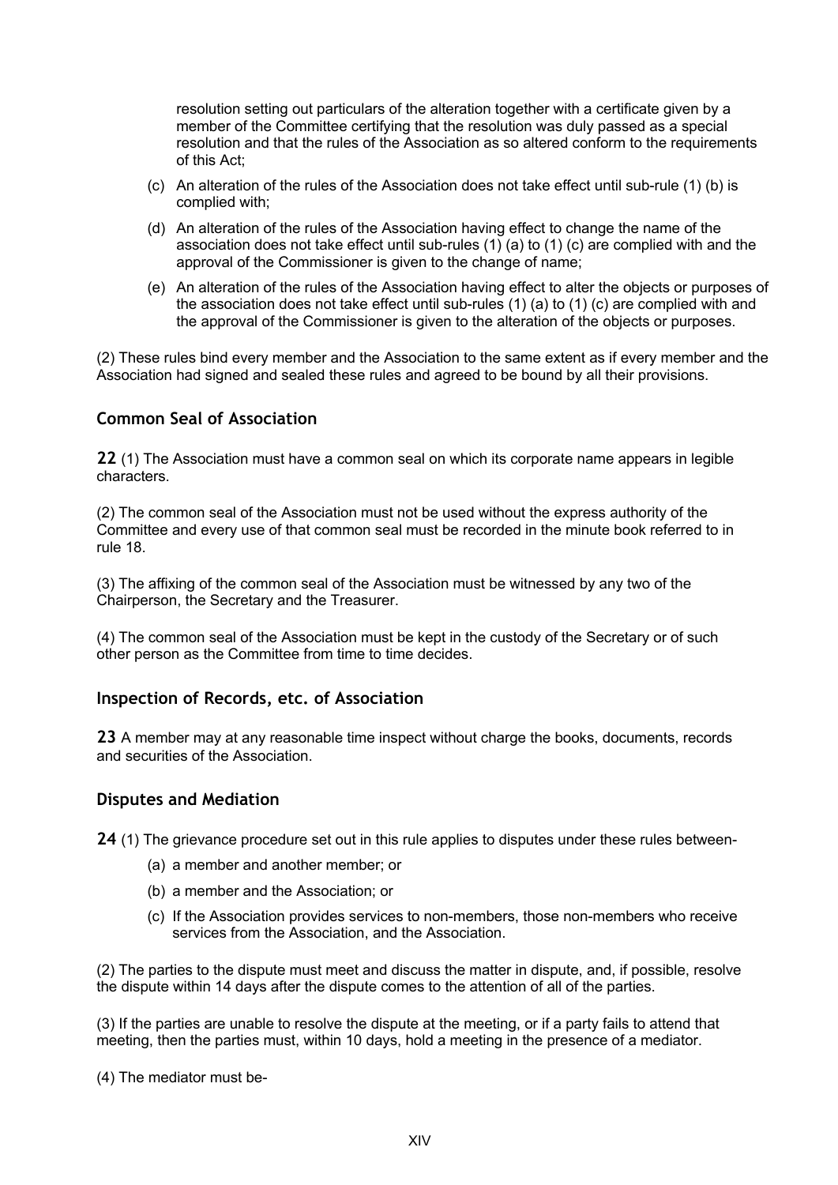resolution setting out particulars of the alteration together with a certificate given by a member of the Committee certifying that the resolution was duly passed as a special resolution and that the rules of the Association as so altered conform to the requirements of this Act;

(c) An alteration of the rules of the Association does not take effect until sub-rule (1) (b) is complied with;

(d) An alteration of the rules of the Association having effect to change the name of the association does not take effect until sub-rules (1) (a) to (1) (c) are complied with and the approval of the Commissioner is given to the change of name;

(e) An alteration of the rules of the Association having effect to alter the objects or purposes of the association does not take effect until sub-rules (1) (a) to (1) (c) are complied with and the approval of the Commissioner is given to the alteration of the objects or purposes.

(2) These rules bind every member and the Association to the same extent as if every member and the Association had signed and sealed these rules and agreed to be bound by all their provisions.

### Common Seal of Association

**22** (1) The Association must have a common seal on which its corporate name appears in legible characters.

(2) The common seal of the Association must not be used without the express authority of the Committee and every use of that common seal must be recorded in the minute book referred to in rule 18.

(3) The affixing of the common seal of the Association must be witnessed by any two of the Chairperson, the Secretary and the Treasurer.

(4) The common seal of the Association must be kept in the custody of the Secretary or of such other person as the Committee from time to time decides.

### Inspection of Records, etc. of Association

**23** A member may at any reasonable time inspect without charge the books, documents, records and securities of the Association.

### Disputes and Mediation

**24** (1) The grievance procedure set out in this rule applies to disputes under these rules between-

(a) a member and another member; or

(b) a member and the Association; or

(c) If the Association provides services to non-members, those non-members who receive services from the Association, and the Association.

(2) The parties to the dispute must meet and discuss the matter in dispute, and, if possible, resolve the dispute within 14 days after the dispute comes to the attention of all of the parties.

(3) If the parties are unable to resolve the dispute at the meeting, or if a party fails to attend that meeting, then the parties must, within 10 days, hold a meeting in the presence of a mediator.

(4) The mediator must be-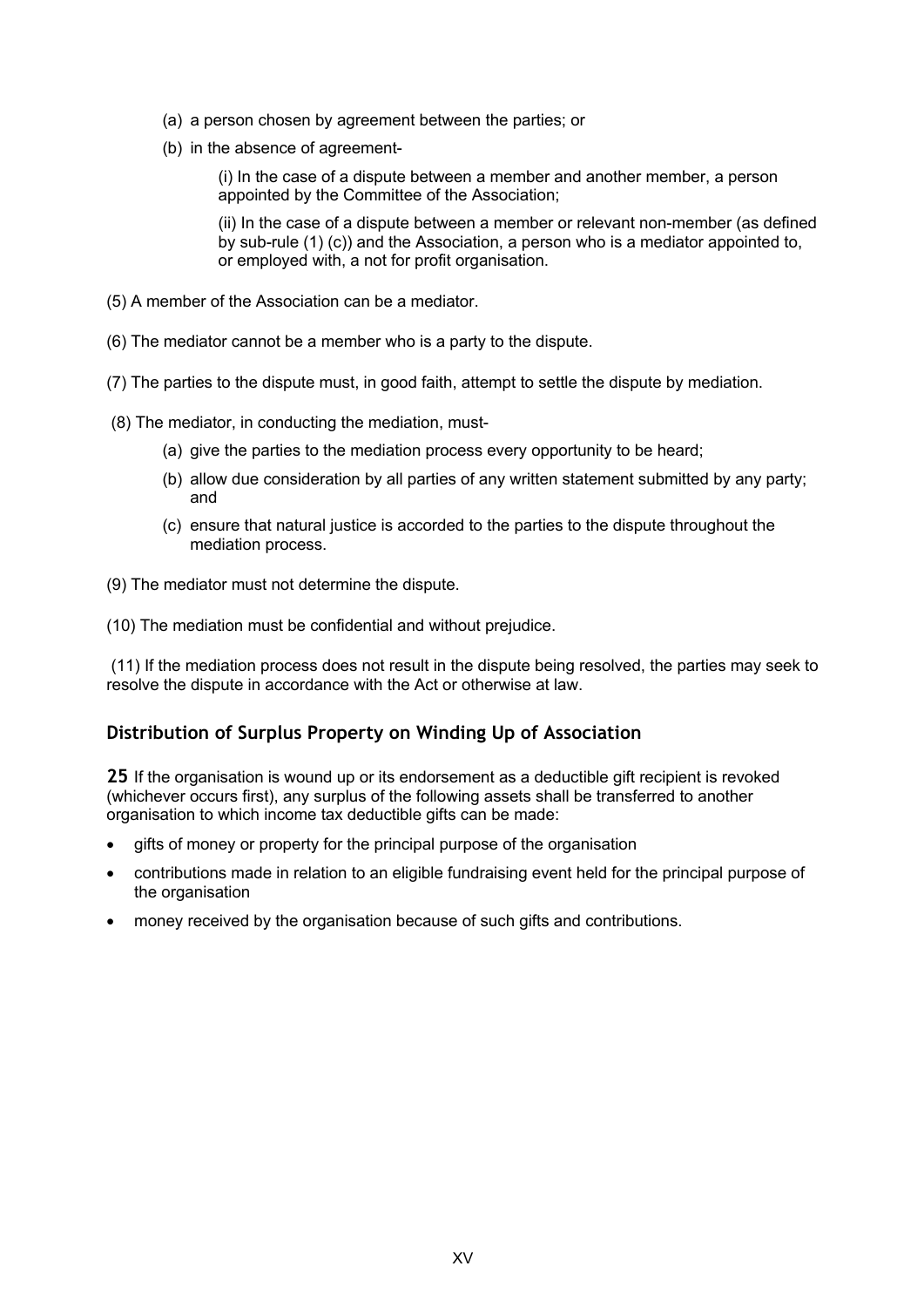(a) a person chosen by agreement between the parties; or

(b) in the absence of agreement-

(i) In the case of a dispute between a member and another member, a person appointed by the Committee of the Association;

(ii) In the case of a dispute between a member or relevant non-member (as defined by sub-rule (1) (c)) and the Association, a person who is a mediator appointed to, or employed with, a not for profit organisation.

(5) A member of the Association can be a mediator.

(6) The mediator cannot be a member who is a party to the dispute.

(7) The parties to the dispute must, in good faith, attempt to settle the dispute by mediation.

(8) The mediator, in conducting the mediation, must-

(a) give the parties to the mediation process every opportunity to be heard;

(b) allow due consideration by all parties of any written statement submitted by any party; and

(c) ensure that natural justice is accorded to the parties to the dispute throughout the mediation process.

(9) The mediator must not determine the dispute.

(10) The mediation must be confidential and without prejudice.

(11) If the mediation process does not result in the dispute being resolved, the parties may seek to resolve the dispute in accordance with the Act or otherwise at law.

## Distribution of Surplus Property on Winding Up of Association

**25** If the organisation is wound up or its endorsement as a deductible gift recipient is revoked (whichever occurs first), any surplus of the following assets shall be transferred to another organisation to which income tax deductible gifts can be made:

- gifts of money or property for the principal purpose of the organisation
- contributions made in relation to an eligible fundraising event held for the principal purpose of the organisation
- money received by the organisation because of such gifts and contributions.